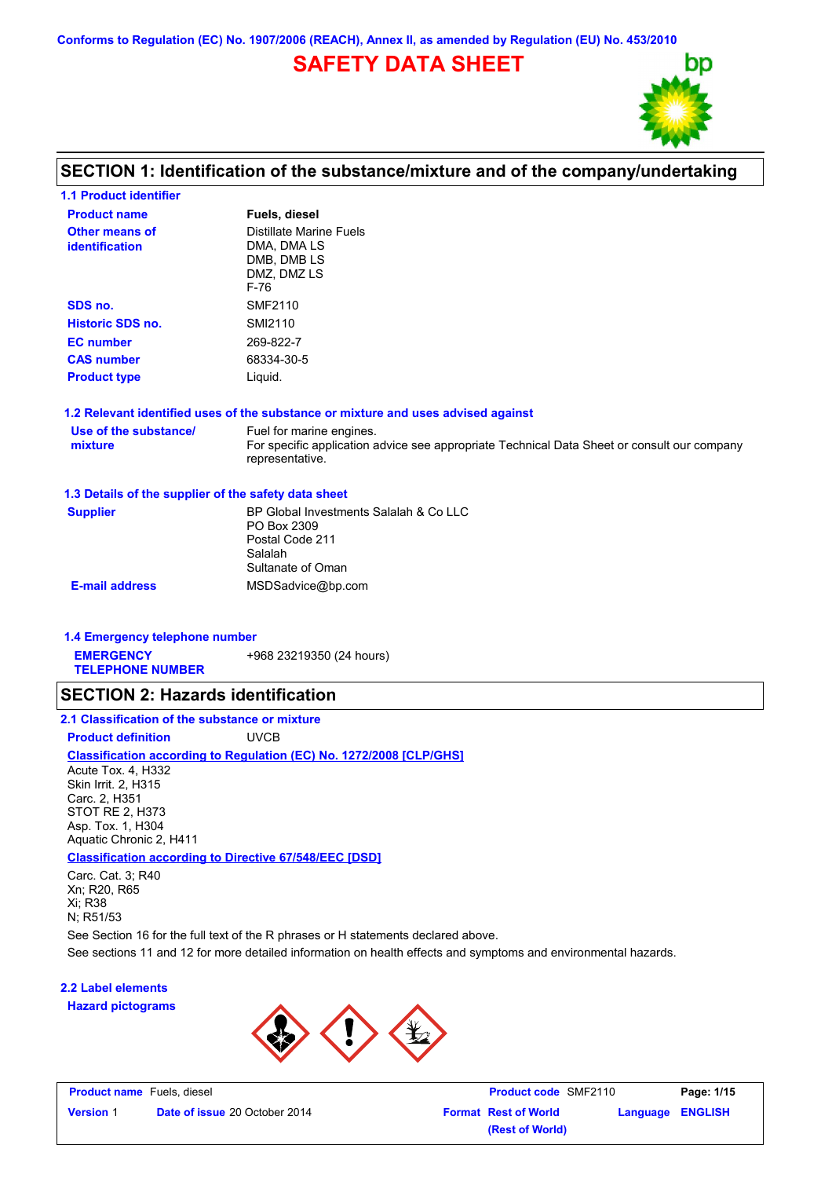Conforms to Regulation (EC) No. 1907/2006 (REACH), Annex II, as amended by Regulation (EU) No. 453/2010

# SAFETY DATA SHEET

## SECTION 1: Identification of the substance/mixture and of the company/undertaking

### 1.1 Product identifier

| | |
|---|---|
| **Product name** | **Fuels, diesel** |
| **Other means of identification** | Distillate Marine Fuels<br>DMA, DMA LS<br>DMB, DMB LS<br>DMZ, DMZ LS<br>F-76 |
| **SDS no.** | SMF2110 |
| **Historic SDS no.** | SMI2110 |
| **EC number** | 269-822-7 |
| **CAS number** | 68334-30-5 |
| **Product type** | Liquid. |

### 1.2 Relevant identified uses of the substance or mixture and uses advised against

**Use of the substance/mixture**: Fuel for marine engines.
For specific application advice see appropriate Technical Data Sheet or consult our company representative.

### 1.3 Details of the supplier of the safety data sheet

**Supplier**: BP Global Investments Salalah & Co LLC
PO Box 2309
Postal Code 211
Salalah
Sultanate of Oman

**E-mail address**: MSDSadvice@bp.com

### 1.4 Emergency telephone number

**EMERGENCY TELEPHONE NUMBER**: +968 23219350 (24 hours)

## SECTION 2: Hazards identification

### 2.1 Classification of the substance or mixture

**Product definition**: UVCB

**Classification according to Regulation (EC) No. 1272/2008 [CLP/GHS]**

Acute Tox. 4, H332
Skin Irrit. 2, H315
Carc. 2, H351
STOT RE 2, H373
Asp. Tox. 1, H304
Aquatic Chronic 2, H411

**Classification according to Directive 67/548/EEC [DSD]**

Carc. Cat. 3; R40
Xn; R20, R65
Xi; R38
N; R51/53

See Section 16 for the full text of the R phrases or H statements declared above.

See sections 11 and 12 for more detailed information on health effects and symptoms and environmental hazards.

### 2.2 Label elements

**Hazard pictograms**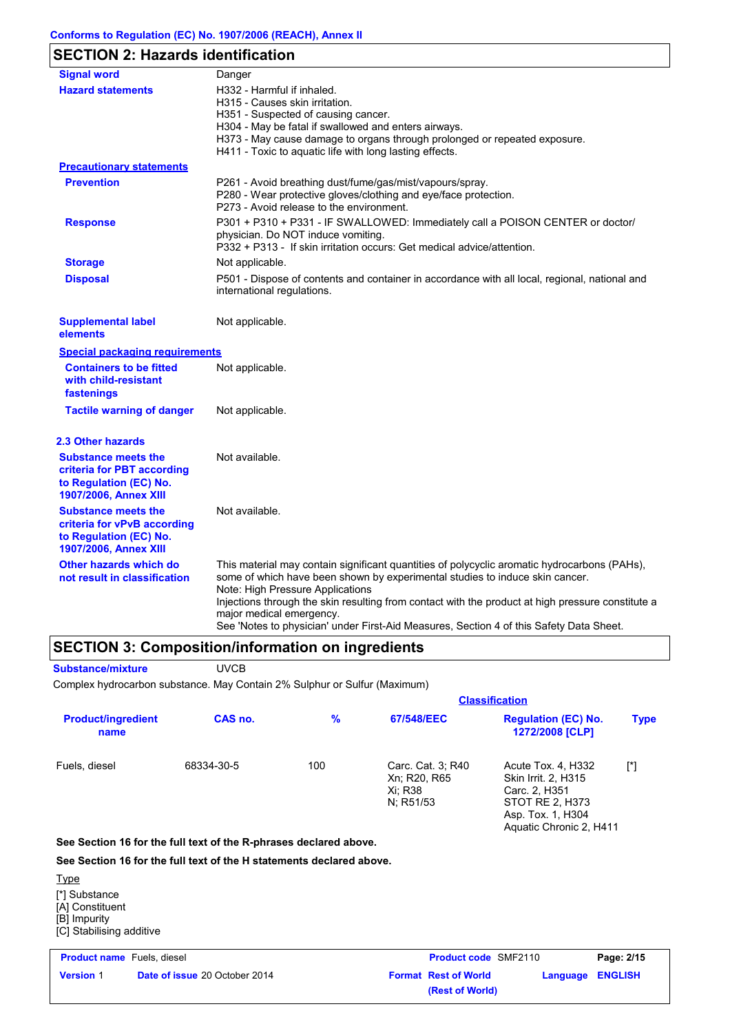Conforms to Regulation (EC) No. 1907/2006 (REACH), Annex II

## SECTION 2: Hazards identification

**Signal word**: Danger

**Hazard statements**:
H332 - Harmful if inhaled.
H315 - Causes skin irritation.
H351 - Suspected of causing cancer.
H304 - May be fatal if swallowed and enters airways.
H373 - May cause damage to organs through prolonged or repeated exposure.
H411 - Toxic to aquatic life with long lasting effects.

**Precautionary statements**

**Prevention**:
P261 - Avoid breathing dust/fume/gas/mist/vapours/spray.
P280 - Wear protective gloves/clothing and eye/face protection.
P273 - Avoid release to the environment.

**Response**:
P301 + P310 + P331 - IF SWALLOWED: Immediately call a POISON CENTER or doctor/ physician. Do NOT induce vomiting.
P332 + P313 - If skin irritation occurs: Get medical advice/attention.

**Storage**: Not applicable.

**Disposal**: P501 - Dispose of contents and container in accordance with all local, regional, national and international regulations.

**Supplemental label elements**: Not applicable.

**Special packaging requirements**

**Containers to be fitted with child-resistant fastenings**: Not applicable.

**Tactile warning of danger**: Not applicable.

### 2.3 Other hazards

**Substance meets the criteria for PBT according to Regulation (EC) No. 1907/2006, Annex XIII**: Not available.

**Substance meets the criteria for vPvB according to Regulation (EC) No. 1907/2006, Annex XIII**: Not available.

**Other hazards which do not result in classification**: This material may contain significant quantities of polycyclic aromatic hydrocarbons (PAHs), some of which have been shown by experimental studies to induce skin cancer.
Note: High Pressure Applications
Injections through the skin resulting from contact with the product at high pressure constitute a major medical emergency.
See 'Notes to physician' under First-Aid Measures, Section 4 of this Safety Data Sheet.

## SECTION 3: Composition/information on ingredients

**Substance/mixture**: UVCB

Complex hydrocarbon substance. May Contain 2% Sulphur or Sulfur (Maximum)

| Product/ingredient name | CAS no. | % | Classification: 67/548/EEC | Classification: Regulation (EC) No. 1272/2008 [CLP] | Type |
|---|---|---|---|---|---|
| Fuels, diesel | 68334-30-5 | 100 | Carc. Cat. 3; R40<br>Xn; R20, R65<br>Xi; R38<br>N; R51/53 | Acute Tox. 4, H332<br>Skin Irrit. 2, H315<br>Carc. 2, H351<br>STOT RE 2, H373<br>Asp. Tox. 1, H304<br>Aquatic Chronic 2, H411 | [*] |

**See Section 16 for the full text of the R-phrases declared above.**

**See Section 16 for the full text of the H statements declared above.**

Type
[*] Substance
[A] Constituent
[B] Impurity
[C] Stabilising additive

| Product name | Fuels, diesel | Product code | SMF2110 | Page: 2/15 |
|---|---|---|---|---|
| Version 1 | Date of issue 20 October 2014 | Format Rest of World (Rest of World) | Language | ENGLISH |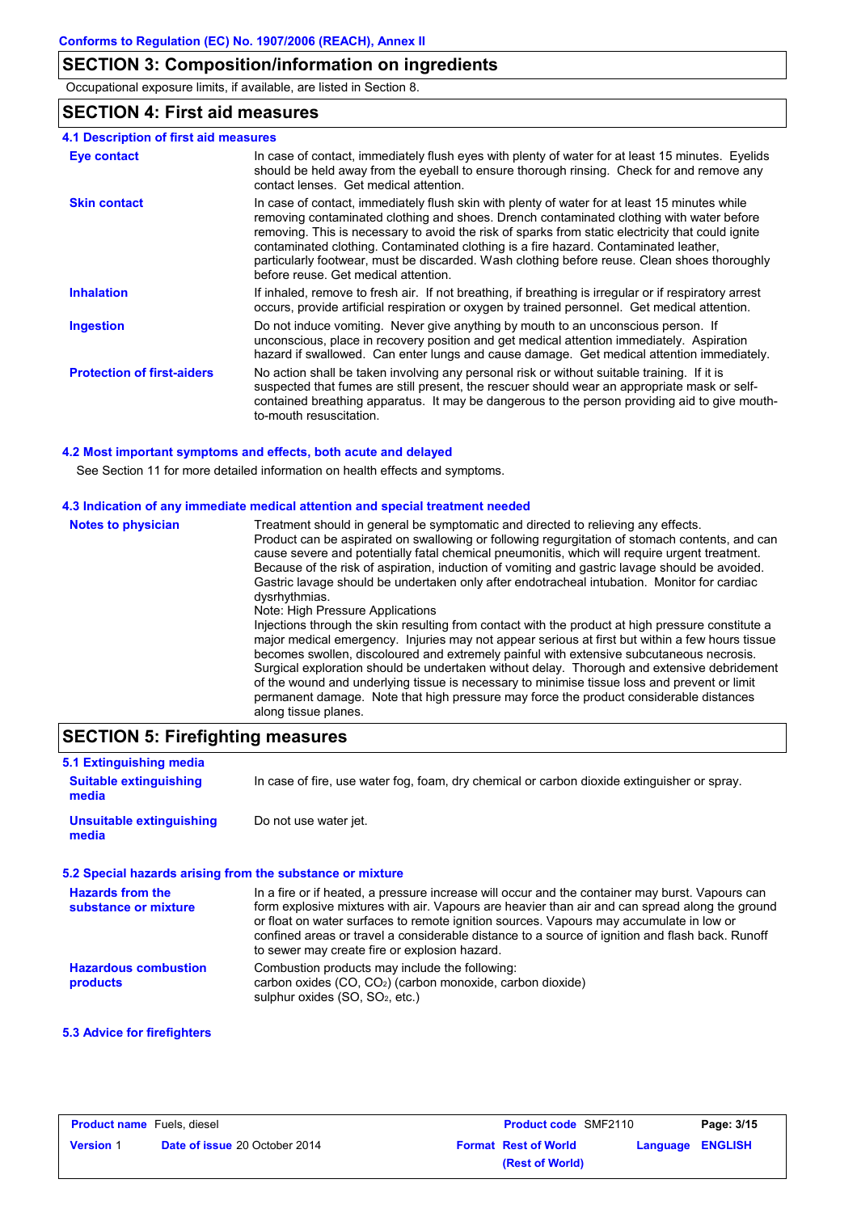## SECTION 3: Composition/information on ingredients

Occupational exposure limits, if available, are listed in Section 8.

## SECTION 4: First aid measures

### 4.1 Description of first aid measures

| | |
|---|---|
| **Eye contact** | In case of contact, immediately flush eyes with plenty of water for at least 15 minutes. Eyelids should be held away from the eyeball to ensure thorough rinsing. Check for and remove any contact lenses. Get medical attention. |
| **Skin contact** | In case of contact, immediately flush skin with plenty of water for at least 15 minutes while removing contaminated clothing and shoes. Drench contaminated clothing with water before removing. This is necessary to avoid the risk of sparks from static electricity that could ignite contaminated clothing. Contaminated clothing is a fire hazard. Contaminated leather, particularly footwear, must be discarded. Wash clothing before reuse. Clean shoes thoroughly before reuse. Get medical attention. |
| **Inhalation** | If inhaled, remove to fresh air. If not breathing, if breathing is irregular or if respiratory arrest occurs, provide artificial respiration or oxygen by trained personnel. Get medical attention. |
| **Ingestion** | Do not induce vomiting. Never give anything by mouth to an unconscious person. If unconscious, place in recovery position and get medical attention immediately. Aspiration hazard if swallowed. Can enter lungs and cause damage. Get medical attention immediately. |
| **Protection of first-aiders** | No action shall be taken involving any personal risk or without suitable training. If it is suspected that fumes are still present, the rescuer should wear an appropriate mask or self-contained breathing apparatus. It may be dangerous to the person providing aid to give mouth-to-mouth resuscitation. |

### 4.2 Most important symptoms and effects, both acute and delayed

See Section 11 for more detailed information on health effects and symptoms.

### 4.3 Indication of any immediate medical attention and special treatment needed

**Notes to physician**

Treatment should in general be symptomatic and directed to relieving any effects.
Product can be aspirated on swallowing or following regurgitation of stomach contents, and can cause severe and potentially fatal chemical pneumonitis, which will require urgent treatment. Because of the risk of aspiration, induction of vomiting and gastric lavage should be avoided. Gastric lavage should be undertaken only after endotracheal intubation. Monitor for cardiac dysrhythmias.
Note: High Pressure Applications
Injections through the skin resulting from contact with the product at high pressure constitute a major medical emergency. Injuries may not appear serious at first but within a few hours tissue becomes swollen, discoloured and extremely painful with extensive subcutaneous necrosis. Surgical exploration should be undertaken without delay. Thorough and extensive debridement of the wound and underlying tissue is necessary to minimise tissue loss and prevent or limit permanent damage. Note that high pressure may force the product considerable distances along tissue planes.

## SECTION 5: Firefighting measures

### 5.1 Extinguishing media

| | |
|---|---|
| **Suitable extinguishing media** | In case of fire, use water fog, foam, dry chemical or carbon dioxide extinguisher or spray. |
| **Unsuitable extinguishing media** | Do not use water jet. |

### 5.2 Special hazards arising from the substance or mixture

| | |
|---|---|
| **Hazards from the substance or mixture** | In a fire or if heated, a pressure increase will occur and the container may burst. Vapours can form explosive mixtures with air. Vapours are heavier than air and can spread along the ground or float on water surfaces to remote ignition sources. Vapours may accumulate in low or confined areas or travel a considerable distance to a source of ignition and flash back. Runoff to sewer may create fire or explosion hazard. |
| **Hazardous combustion products** | Combustion products may include the following:<br>carbon oxides (CO, $CO_2$) (carbon monoxide, carbon dioxide)<br>sulphur oxides (SO, $SO_2$, etc.) |

### 5.3 Advice for firefighters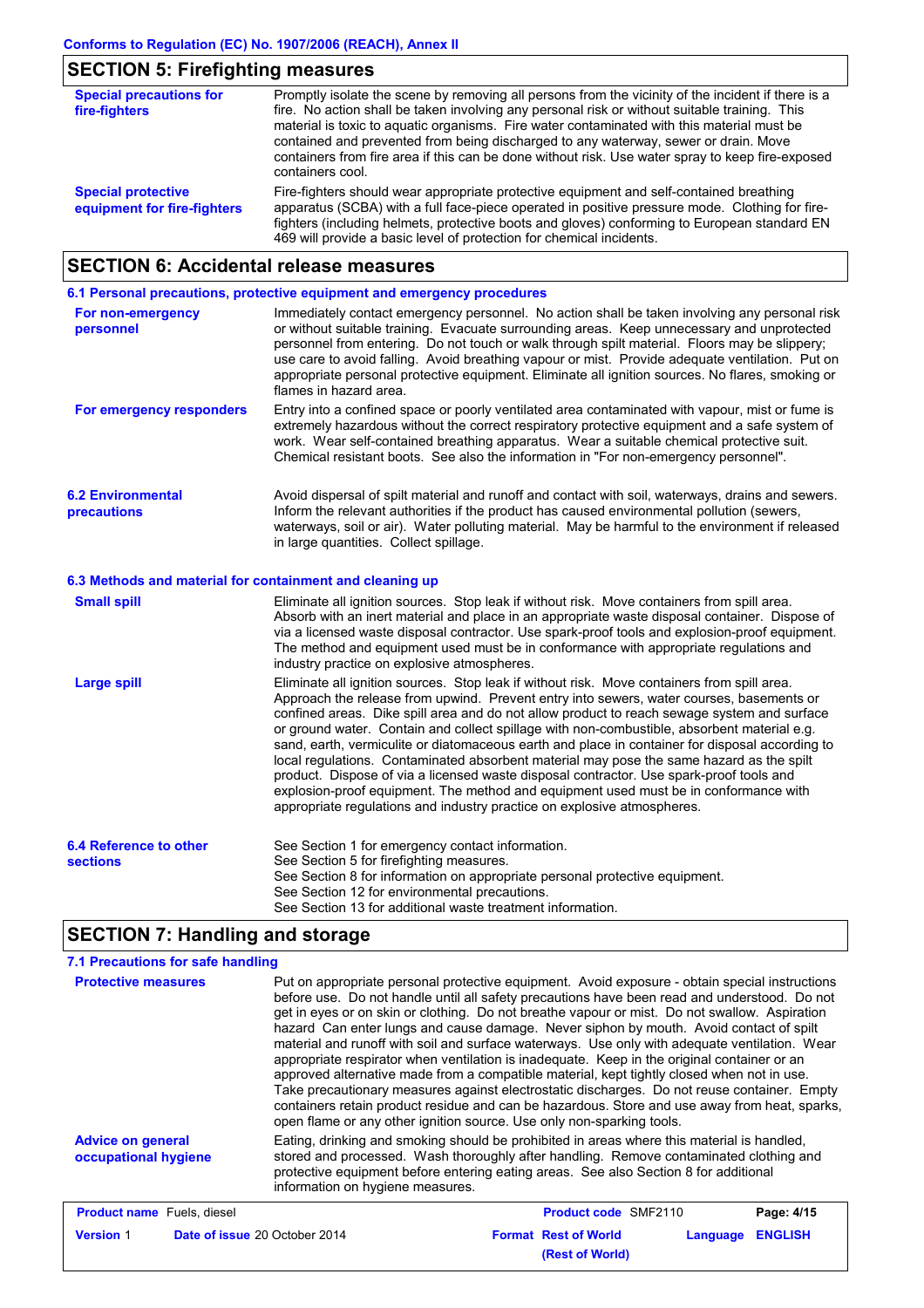## SECTION 5: Firefighting measures

**Special precautions for fire-fighters**

Promptly isolate the scene by removing all persons from the vicinity of the incident if there is a fire. No action shall be taken involving any personal risk or without suitable training. This material is toxic to aquatic organisms. Fire water contaminated with this material must be contained and prevented from being discharged to any waterway, sewer or drain. Move containers from fire area if this can be done without risk. Use water spray to keep fire-exposed containers cool.

**Special protective equipment for fire-fighters**

Fire-fighters should wear appropriate protective equipment and self-contained breathing apparatus (SCBA) with a full face-piece operated in positive pressure mode. Clothing for fire-fighters (including helmets, protective boots and gloves) conforming to European standard EN 469 will provide a basic level of protection for chemical incidents.

## SECTION 6: Accidental release measures

### 6.1 Personal precautions, protective equipment and emergency procedures

**For non-emergency personnel**

Immediately contact emergency personnel. No action shall be taken involving any personal risk or without suitable training. Evacuate surrounding areas. Keep unnecessary and unprotected personnel from entering. Do not touch or walk through spilt material. Floors may be slippery; use care to avoid falling. Avoid breathing vapour or mist. Provide adequate ventilation. Put on appropriate personal protective equipment. Eliminate all ignition sources. No flares, smoking or flames in hazard area.

**For emergency responders**

Entry into a confined space or poorly ventilated area contaminated with vapour, mist or fume is extremely hazardous without the correct respiratory protective equipment and a safe system of work. Wear self-contained breathing apparatus. Wear a suitable chemical protective suit. Chemical resistant boots. See also the information in "For non-emergency personnel".

### 6.2 Environmental precautions

Avoid dispersal of spilt material and runoff and contact with soil, waterways, drains and sewers. Inform the relevant authorities if the product has caused environmental pollution (sewers, waterways, soil or air). Water polluting material. May be harmful to the environment if released in large quantities. Collect spillage.

### 6.3 Methods and material for containment and cleaning up

**Small spill**

Eliminate all ignition sources. Stop leak if without risk. Move containers from spill area. Absorb with an inert material and place in an appropriate waste disposal container. Dispose of via a licensed waste disposal contractor. Use spark-proof tools and explosion-proof equipment. The method and equipment used must be in conformance with appropriate regulations and industry practice on explosive atmospheres.

**Large spill**

Eliminate all ignition sources. Stop leak if without risk. Move containers from spill area. Approach the release from upwind. Prevent entry into sewers, water courses, basements or confined areas. Dike spill area and do not allow product to reach sewage system and surface or ground water. Contain and collect spillage with non-combustible, absorbent material e.g. sand, earth, vermiculite or diatomaceous earth and place in container for disposal according to local regulations. Contaminated absorbent material may pose the same hazard as the spilt product. Dispose of via a licensed waste disposal contractor. Use spark-proof tools and explosion-proof equipment. The method and equipment used must be in conformance with appropriate regulations and industry practice on explosive atmospheres.

### 6.4 Reference to other sections

See Section 1 for emergency contact information.
See Section 5 for firefighting measures.
See Section 8 for information on appropriate personal protective equipment.
See Section 12 for environmental precautions.
See Section 13 for additional waste treatment information.

## SECTION 7: Handling and storage

### 7.1 Precautions for safe handling

**Protective measures**

Put on appropriate personal protective equipment. Avoid exposure - obtain special instructions before use. Do not handle until all safety precautions have been read and understood. Do not get in eyes or on skin or clothing. Do not breathe vapour or mist. Do not swallow. Aspiration hazard Can enter lungs and cause damage. Never siphon by mouth. Avoid contact of spilt material and runoff with soil and surface waterways. Use only with adequate ventilation. Wear appropriate respirator when ventilation is inadequate. Keep in the original container or an approved alternative made from a compatible material, kept tightly closed when not in use. Take precautionary measures against electrostatic discharges. Do not reuse container. Empty containers retain product residue and can be hazardous. Store and use away from heat, sparks, open flame or any other ignition source. Use only non-sparking tools.

**Advice on general occupational hygiene**

Eating, drinking and smoking should be prohibited in areas where this material is handled, stored and processed. Wash thoroughly after handling. Remove contaminated clothing and protective equipment before entering eating areas. See also Section 8 for additional information on hygiene measures.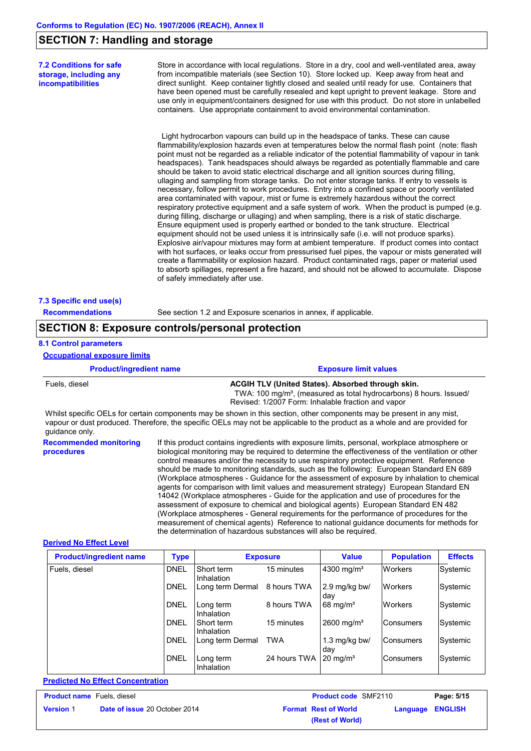## SECTION 7: Handling and storage

**7.2 Conditions for safe storage, including any incompatibilities**

Store in accordance with local regulations. Store in a dry, cool and well-ventilated area, away from incompatible materials (see Section 10). Store locked up. Keep away from heat and direct sunlight. Keep container tightly closed and sealed until ready for use. Containers that have been opened must be carefully resealed and kept upright to prevent leakage. Store and use only in equipment/containers designed for use with this product. Do not store in unlabelled containers. Use appropriate containment to avoid environmental contamination.

Light hydrocarbon vapours can build up in the headspace of tanks. These can cause flammability/explosion hazards even at temperatures below the normal flash point (note: flash point must not be regarded as a reliable indicator of the potential flammability of vapour in tank headspaces). Tank headspaces should always be regarded as potentially flammable and care should be taken to avoid static electrical discharge and all ignition sources during filling, ullaging and sampling from storage tanks. Do not enter storage tanks. If entry to vessels is necessary, follow permit to work procedures. Entry into a confined space or poorly ventilated area contaminated with vapour, mist or fume is extremely hazardous without the correct respiratory protective equipment and a safe system of work. When the product is pumped (e.g. during filling, discharge or ullaging) and when sampling, there is a risk of static discharge. Ensure equipment used is properly earthed or bonded to the tank structure. Electrical equipment should not be used unless it is intrinsically safe (i.e. will not produce sparks). Explosive air/vapour mixtures may form at ambient temperature. If product comes into contact with hot surfaces, or leaks occur from pressurised fuel pipes, the vapour or mists generated will create a flammability or explosion hazard. Product contaminated rags, paper or material used to absorb spillages, represent a fire hazard, and should not be allowed to accumulate. Dispose of safely immediately after use.

**7.3 Specific end use(s)**

**Recommendations** See section 1.2 and Exposure scenarios in annex, if applicable.

## SECTION 8: Exposure controls/personal protection

**8.1 Control parameters**

**Occupational exposure limits**

| Product/ingredient name | Exposure limit values |
|---|---|
| Fuels, diesel | **ACGIH TLV (United States). Absorbed through skin.** TWA: 100 mg/m³, (measured as total hydrocarbons) 8 hours. Issued/Revised: 1/2007 Form: Inhalable fraction and vapor |

Whilst specific OELs for certain components may be shown in this section, other components may be present in any mist, vapour or dust produced. Therefore, the specific OELs may not be applicable to the product as a whole and are provided for guidance only.

**Recommended monitoring procedures**

If this product contains ingredients with exposure limits, personal, workplace atmosphere or biological monitoring may be required to determine the effectiveness of the ventilation or other control measures and/or the necessity to use respiratory protective equipment. Reference should be made to monitoring standards, such as the following: European Standard EN 689 (Workplace atmospheres - Guidance for the assessment of exposure by inhalation to chemical agents for comparison with limit values and measurement strategy) European Standard EN 14042 (Workplace atmospheres - Guide for the application and use of procedures for the assessment of exposure to chemical and biological agents) European Standard EN 482 (Workplace atmospheres - General requirements for the performance of procedures for the measurement of chemical agents) Reference to national guidance documents for methods for the determination of hazardous substances will also be required.

**Derived No Effect Level**

| Product/ingredient name | Type | Exposure | | Value | Population | Effects |
|---|---|---|---|---|---|---|
| Fuels, diesel | DNEL | Short term Inhalation | 15 minutes | 4300 mg/m³ | Workers | Systemic |
| | DNEL | Long term Dermal | 8 hours TWA | 2.9 mg/kg bw/day | Workers | Systemic |
| | DNEL | Long term Inhalation | 8 hours TWA | 68 mg/m³ | Workers | Systemic |
| | DNEL | Short term Inhalation | 15 minutes | 2600 mg/m³ | Consumers | Systemic |
| | DNEL | Long term Dermal | TWA | 1.3 mg/kg bw/day | Consumers | Systemic |
| | DNEL | Long term Inhalation | 24 hours TWA | 20 mg/m³ | Consumers | Systemic |

**Predicted No Effect Concentration**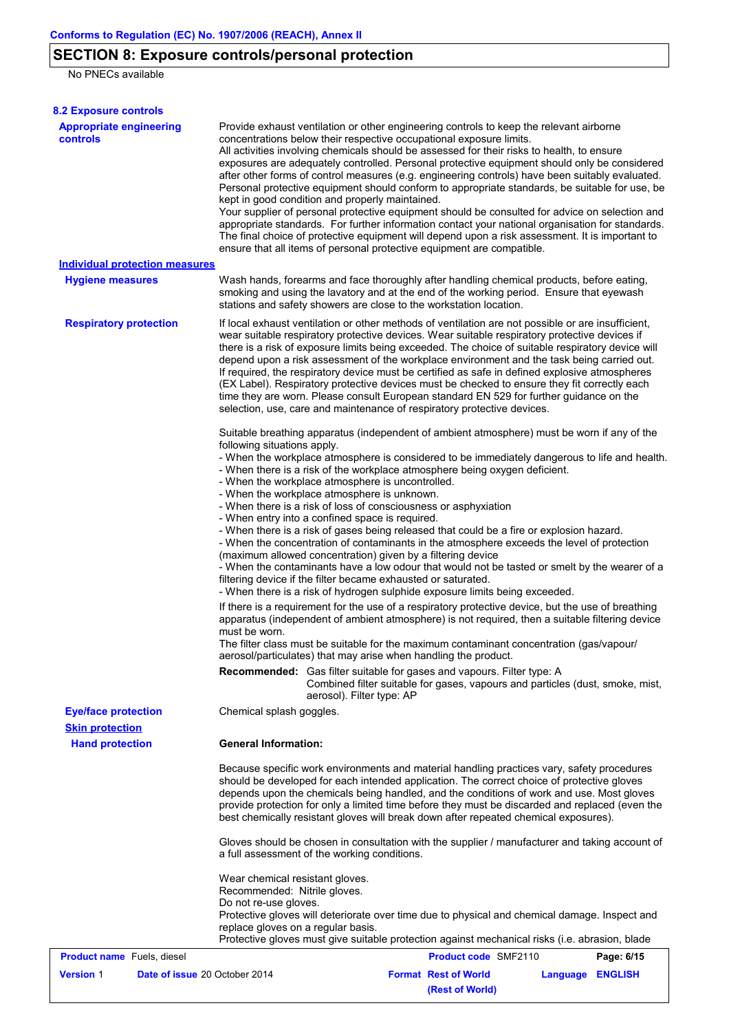## SECTION 8: Exposure controls/personal protection

No PNECs available

### 8.2 Exposure controls

**Appropriate engineering controls**

Provide exhaust ventilation or other engineering controls to keep the relevant airborne concentrations below their respective occupational exposure limits.
All activities involving chemicals should be assessed for their risks to health, to ensure exposures are adequately controlled. Personal protective equipment should only be considered after other forms of control measures (e.g. engineering controls) have been suitably evaluated. Personal protective equipment should conform to appropriate standards, be suitable for use, be kept in good condition and properly maintained.
Your supplier of personal protective equipment should be consulted for advice on selection and appropriate standards. For further information contact your national organisation for standards.
The final choice of protective equipment will depend upon a risk assessment. It is important to ensure that all items of personal protective equipment are compatible.

**Individual protection measures**

**Hygiene measures**

Wash hands, forearms and face thoroughly after handling chemical products, before eating, smoking and using the lavatory and at the end of the working period. Ensure that eyewash stations and safety showers are close to the workstation location.

**Respiratory protection**

If local exhaust ventilation or other methods of ventilation are not possible or are insufficient, wear suitable respiratory protective devices. Wear suitable respiratory protective devices if there is a risk of exposure limits being exceeded. The choice of suitable respiratory device will depend upon a risk assessment of the workplace environment and the task being carried out. If required, the respiratory device must be certified as safe in defined explosive atmospheres (EX Label). Respiratory protective devices must be checked to ensure they fit correctly each time they are worn. Please consult European standard EN 529 for further guidance on the selection, use, care and maintenance of respiratory protective devices.

Suitable breathing apparatus (independent of ambient atmosphere) must be worn if any of the following situations apply.
- When the workplace atmosphere is considered to be immediately dangerous to life and health.
- When there is a risk of the workplace atmosphere being oxygen deficient.
- When the workplace atmosphere is uncontrolled.
- When the workplace atmosphere is unknown.
- When there is a risk of loss of consciousness or asphyxiation
- When entry into a confined space is required.
- When there is a risk of gases being released that could be a fire or explosion hazard.
- When the concentration of contaminants in the atmosphere exceeds the level of protection (maximum allowed concentration) given by a filtering device
- When the contaminants have a low odour that would not be tasted or smelt by the wearer of a filtering device if the filter became exhausted or saturated.
- When there is a risk of hydrogen sulphide exposure limits being exceeded.

If there is a requirement for the use of a respiratory protective device, but the use of breathing apparatus (independent of ambient atmosphere) is not required, then a suitable filtering device must be worn.
The filter class must be suitable for the maximum contaminant concentration (gas/vapour/aerosol/particulates) that may arise when handling the product.

**Recommended:** Gas filter suitable for gases and vapours. Filter type: A
Combined filter suitable for gases, vapours and particles (dust, smoke, mist, aerosol). Filter type: AP

**Eye/face protection**

Chemical splash goggles.

**Skin protection**

**Hand protection**

**General Information:**

Because specific work environments and material handling practices vary, safety procedures should be developed for each intended application. The correct choice of protective gloves depends upon the chemicals being handled, and the conditions of work and use. Most gloves provide protection for only a limited time before they must be discarded and replaced (even the best chemically resistant gloves will break down after repeated chemical exposures).

Gloves should be chosen in consultation with the supplier / manufacturer and taking account of a full assessment of the working conditions.

Wear chemical resistant gloves.
Recommended: Nitrile gloves.
Do not re-use gloves.
Protective gloves will deteriorate over time due to physical and chemical damage. Inspect and replace gloves on a regular basis.
Protective gloves must give suitable protection against mechanical risks (i.e. abrasion, blade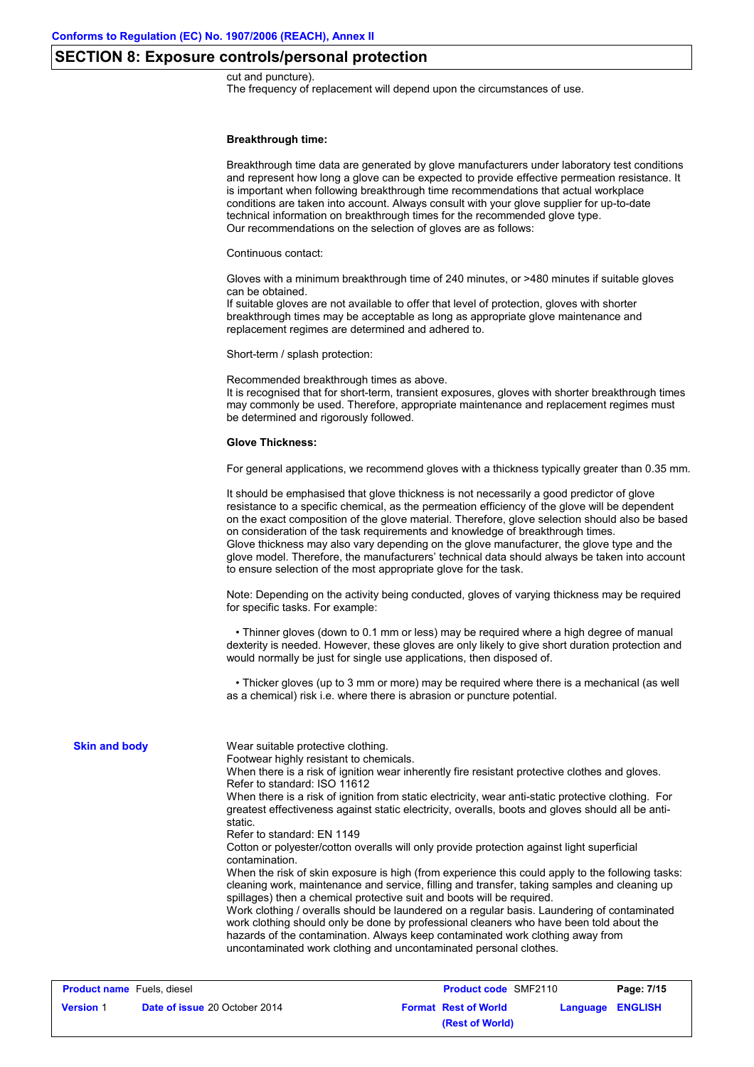## SECTION 8: Exposure controls/personal protection

cut and puncture).
The frequency of replacement will depend upon the circumstances of use.

**Breakthrough time:**

Breakthrough time data are generated by glove manufacturers under laboratory test conditions and represent how long a glove can be expected to provide effective permeation resistance. It is important when following breakthrough time recommendations that actual workplace conditions are taken into account. Always consult with your glove supplier for up-to-date technical information on breakthrough times for the recommended glove type.
Our recommendations on the selection of gloves are as follows:

Continuous contact:

Gloves with a minimum breakthrough time of 240 minutes, or >480 minutes if suitable gloves can be obtained.
If suitable gloves are not available to offer that level of protection, gloves with shorter breakthrough times may be acceptable as long as appropriate glove maintenance and replacement regimes are determined and adhered to.

Short-term / splash protection:

Recommended breakthrough times as above.
It is recognised that for short-term, transient exposures, gloves with shorter breakthrough times may commonly be used. Therefore, appropriate maintenance and replacement regimes must be determined and rigorously followed.

**Glove Thickness:**

For general applications, we recommend gloves with a thickness typically greater than 0.35 mm.

It should be emphasised that glove thickness is not necessarily a good predictor of glove resistance to a specific chemical, as the permeation efficiency of the glove will be dependent on the exact composition of the glove material. Therefore, glove selection should also be based on consideration of the task requirements and knowledge of breakthrough times.
Glove thickness may also vary depending on the glove manufacturer, the glove type and the glove model. Therefore, the manufacturers' technical data should always be taken into account to ensure selection of the most appropriate glove for the task.

Note: Depending on the activity being conducted, gloves of varying thickness may be required for specific tasks. For example:

- Thinner gloves (down to 0.1 mm or less) may be required where a high degree of manual dexterity is needed. However, these gloves are only likely to give short duration protection and would normally be just for single use applications, then disposed of.

- Thicker gloves (up to 3 mm or more) may be required where there is a mechanical (as well as a chemical) risk i.e. where there is abrasion or puncture potential.

**Skin and body**

Wear suitable protective clothing.
Footwear highly resistant to chemicals.
When there is a risk of ignition wear inherently fire resistant protective clothes and gloves.
Refer to standard: ISO 11612
When there is a risk of ignition from static electricity, wear anti-static protective clothing. For greatest effectiveness against static electricity, overalls, boots and gloves should all be anti-static.
Refer to standard: EN 1149
Cotton or polyester/cotton overalls will only provide protection against light superficial contamination.
When the risk of skin exposure is high (from experience this could apply to the following tasks: cleaning work, maintenance and service, filling and transfer, taking samples and cleaning up spillages) then a chemical protective suit and boots will be required.
Work clothing / overalls should be laundered on a regular basis. Laundering of contaminated work clothing should only be done by professional cleaners who have been told about the hazards of the contamination. Always keep contaminated work clothing away from uncontaminated work clothing and uncontaminated personal clothes.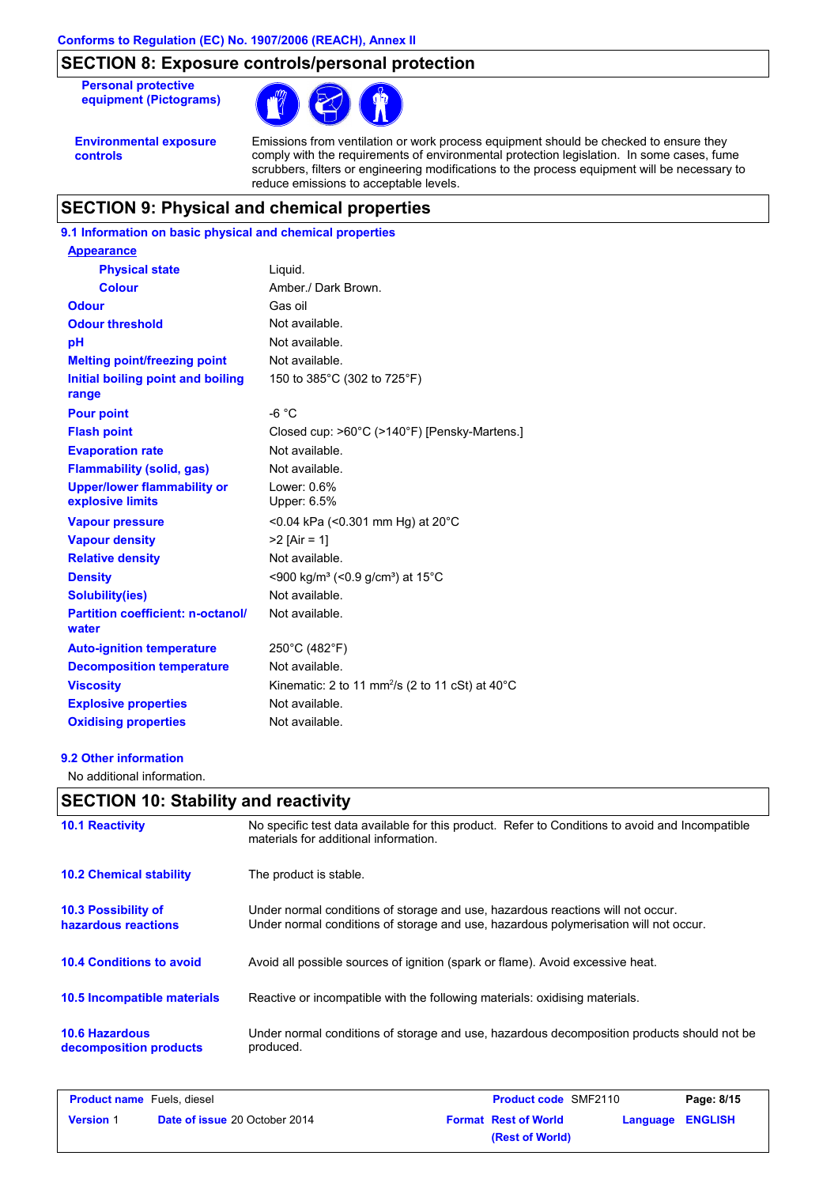Conforms to Regulation (EC) No. 1907/2006 (REACH), Annex II

## SECTION 8: Exposure controls/personal protection

**Personal protective equipment (Pictograms)**

**Environmental exposure controls**: Emissions from ventilation or work process equipment should be checked to ensure they comply with the requirements of environmental protection legislation. In some cases, fume scrubbers, filters or engineering modifications to the process equipment will be necessary to reduce emissions to acceptable levels.

## SECTION 9: Physical and chemical properties

### 9.1 Information on basic physical and chemical properties

| | |
|---|---|
| **Appearance** | |
| **Physical state** | Liquid. |
| **Colour** | Amber./ Dark Brown. |
| **Odour** | Gas oil |
| **Odour threshold** | Not available. |
| **pH** | Not available. |
| **Melting point/freezing point** | Not available. |
| **Initial boiling point and boiling range** | 150 to 385°C (302 to 725°F) |
| **Pour point** | -6 °C |
| **Flash point** | Closed cup: >60°C (>140°F) [Pensky-Martens.] |
| **Evaporation rate** | Not available. |
| **Flammability (solid, gas)** | Not available. |
| **Upper/lower flammability or explosive limits** | Lower: 0.6%<br>Upper: 6.5% |
| **Vapour pressure** | <0.04 kPa (<0.301 mm Hg) at 20°C |
| **Vapour density** | >2 [Air = 1] |
| **Relative density** | Not available. |
| **Density** | <900 kg/m³ (<0.9 g/cm³) at 15°C |
| **Solubility(ies)** | Not available. |
| **Partition coefficient: n-octanol/ water** | Not available. |
| **Auto-ignition temperature** | 250°C (482°F) |
| **Decomposition temperature** | Not available. |
| **Viscosity** | Kinematic: 2 to 11 $mm^2/s$ (2 to 11 cSt) at 40°C |
| **Explosive properties** | Not available. |
| **Oxidising properties** | Not available. |

### 9.2 Other information

No additional information.

## SECTION 10: Stability and reactivity

**10.1 Reactivity**: No specific test data available for this product. Refer to Conditions to avoid and Incompatible materials for additional information.

**10.2 Chemical stability**: The product is stable.

**10.3 Possibility of hazardous reactions**: Under normal conditions of storage and use, hazardous reactions will not occur. Under normal conditions of storage and use, hazardous polymerisation will not occur.

**10.4 Conditions to avoid**: Avoid all possible sources of ignition (spark or flame). Avoid excessive heat.

**10.5 Incompatible materials**: Reactive or incompatible with the following materials: oxidising materials.

**10.6 Hazardous decomposition products**: Under normal conditions of storage and use, hazardous decomposition products should not be produced.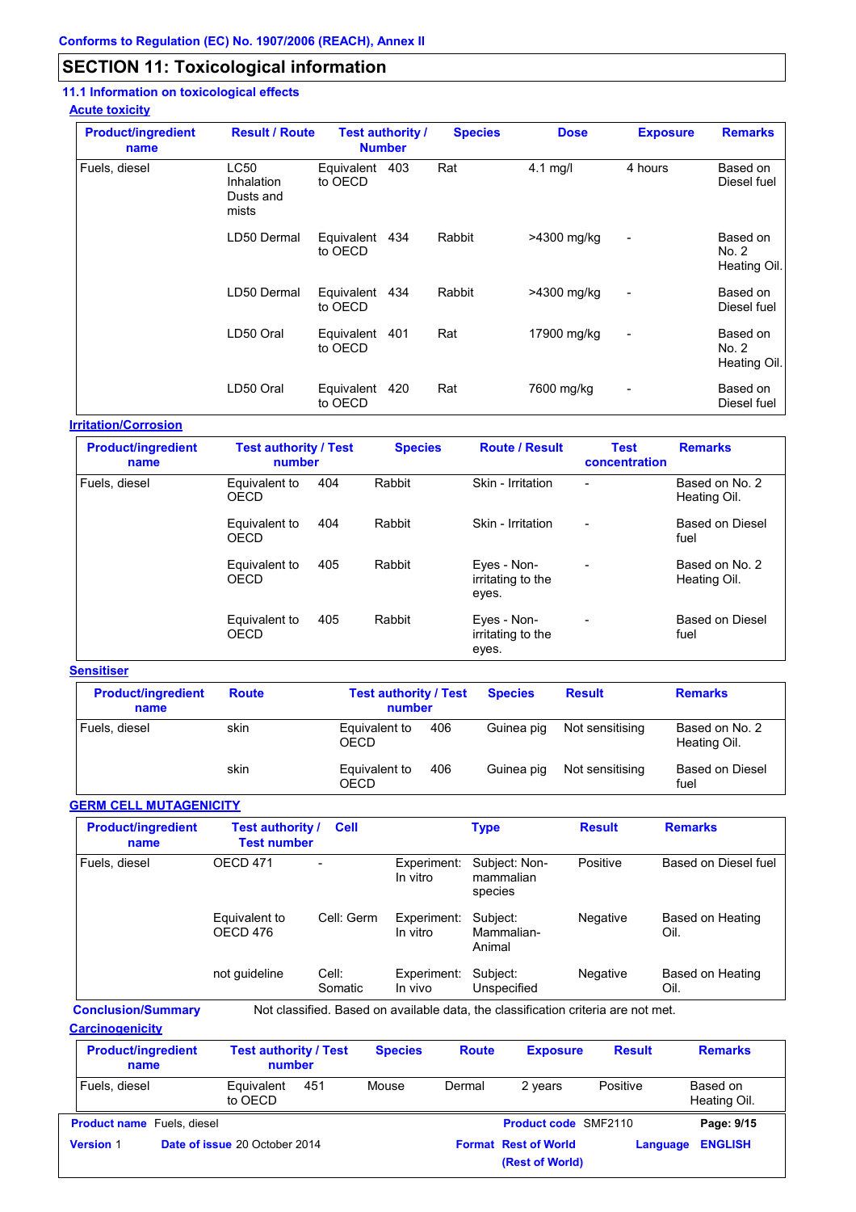Conforms to Regulation (EC) No. 1907/2006 (REACH), Annex II

## SECTION 11: Toxicological information

### 11.1 Information on toxicological effects

**Acute toxicity**

| Product/ingredient name | Result / Route | Test authority / Number | | Species | Dose | Exposure | Remarks |
|---|---|---|---|---|---|---|---|
| Fuels, diesel | LC50 Inhalation Dusts and mists | Equivalent to OECD | 403 | Rat | 4.1 mg/l | 4 hours | Based on Diesel fuel |
| | LD50 Dermal | Equivalent to OECD | 434 | Rabbit | >4300 mg/kg | - | Based on No. 2 Heating Oil. |
| | LD50 Dermal | Equivalent to OECD | 434 | Rabbit | >4300 mg/kg | - | Based on Diesel fuel |
| | LD50 Oral | Equivalent to OECD | 401 | Rat | 17900 mg/kg | - | Based on No. 2 Heating Oil. |
| | LD50 Oral | Equivalent to OECD | 420 | Rat | 7600 mg/kg | - | Based on Diesel fuel |

**Irritation/Corrosion**

| Product/ingredient name | Test authority / Test number | | Species | Route / Result | Test concentration | Remarks |
|---|---|---|---|---|---|---|
| Fuels, diesel | Equivalent to OECD | 404 | Rabbit | Skin - Irritation | - | Based on No. 2 Heating Oil. |
| | Equivalent to OECD | 404 | Rabbit | Skin - Irritation | - | Based on Diesel fuel |
| | Equivalent to OECD | 405 | Rabbit | Eyes - Non-irritating to the eyes. | - | Based on No. 2 Heating Oil. |
| | Equivalent to OECD | 405 | Rabbit | Eyes - Non-irritating to the eyes. | - | Based on Diesel fuel |

**Sensitiser**

| Product/ingredient name | Route | Test authority / Test number | | Species | Result | Remarks |
|---|---|---|---|---|---|---|
| Fuels, diesel | skin | Equivalent to OECD | 406 | Guinea pig | Not sensitising | Based on No. 2 Heating Oil. |
| | skin | Equivalent to OECD | 406 | Guinea pig | Not sensitising | Based on Diesel fuel |

**GERM CELL MUTAGENICITY**

| Product/ingredient name | Test authority / Test number | Cell | | Type | Result | Remarks |
|---|---|---|---|---|---|---|
| Fuels, diesel | OECD 471 | - | Experiment: In vitro | Subject: Non-mammalian species | Positive | Based on Diesel fuel |
| | Equivalent to OECD 476 | Cell: Germ | Experiment: In vitro | Subject: Mammalian-Animal | Negative | Based on Heating Oil. |
| | not guideline | Cell: Somatic | Experiment: In vivo | Subject: Unspecified | Negative | Based on Heating Oil. |

**Conclusion/Summary** Not classified. Based on available data, the classification criteria are not met.

**Carcinogenicity**

| Product/ingredient name | Test authority / Test number | | Species | Route | Exposure | Result | Remarks |
|---|---|---|---|---|---|---|---|
| Fuels, diesel | Equivalent to OECD | 451 | Mouse | Dermal | 2 years | Positive | Based on Heating Oil. |

**Product name** Fuels, diesel **Product code** SMF2110
**Version** 1 **Date of issue** 20 October 2014 **Format** Rest of World (Rest of World) **Language** ENGLISH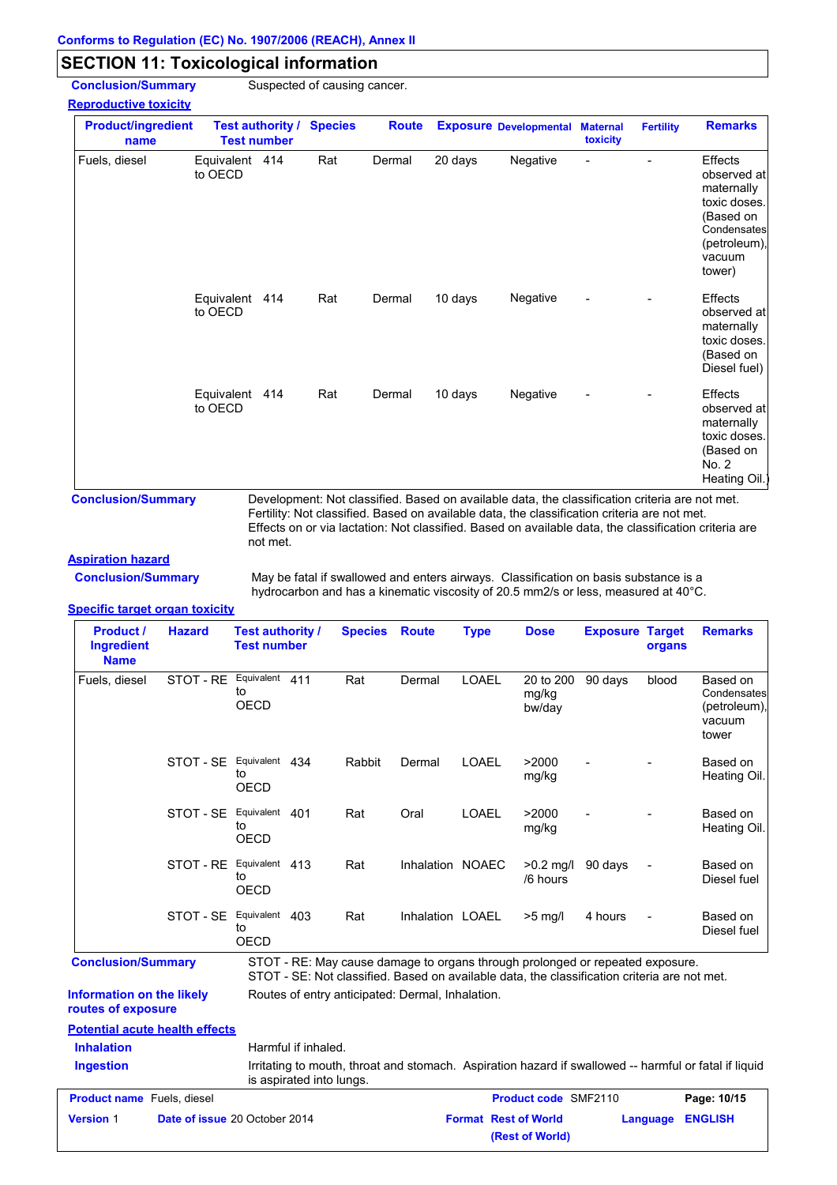Conforms to Regulation (EC) No. 1907/2006 (REACH), Annex II

## SECTION 11: Toxicological information

**Conclusion/Summary** Suspected of causing cancer.

**Reproductive toxicity**

| Product/ingredient name | Test authority / Test number | | Species | Route | Exposure | Developmental | Maternal toxicity | Fertility | Remarks |
|---|---|---|---|---|---|---|---|---|---|
| Fuels, diesel | Equivalent to OECD | 414 | Rat | Dermal | 20 days | Negative | - | - | Effects observed at maternally toxic doses. (Based on Condensates (petroleum), vacuum tower) |
| | Equivalent to OECD | 414 | Rat | Dermal | 10 days | Negative | - | - | Effects observed at maternally toxic doses. (Based on Diesel fuel) |
| | Equivalent to OECD | 414 | Rat | Dermal | 10 days | Negative | - | - | Effects observed at maternally toxic doses. (Based on No. 2 Heating Oil.) |

**Conclusion/Summary** Development: Not classified. Based on available data, the classification criteria are not met.
Fertility: Not classified. Based on available data, the classification criteria are not met.
Effects on or via lactation: Not classified. Based on available data, the classification criteria are not met.

**Aspiration hazard**

**Conclusion/Summary** May be fatal if swallowed and enters airways. Classification on basis substance is a hydrocarbon and has a kinematic viscosity of 20.5 mm2/s or less, measured at 40°C.

**Specific target organ toxicity**

| Product / Ingredient Name | Hazard | Test authority / Test number | | Species | Route | Type | Dose | Exposure | Target organs | Remarks |
|---|---|---|---|---|---|---|---|---|---|---|
| Fuels, diesel | STOT - RE | Equivalent to OECD | 411 | Rat | Dermal | LOAEL | 20 to 200 mg/kg bw/day | 90 days | blood | Based on Condensates (petroleum), vacuum tower |
| | STOT - SE | Equivalent to OECD | 434 | Rabbit | Dermal | LOAEL | >2000 mg/kg | - | - | Based on Heating Oil. |
| | STOT - SE | Equivalent to OECD | 401 | Rat | Oral | LOAEL | >2000 mg/kg | - | - | Based on Heating Oil. |
| | STOT - RE | Equivalent to OECD | 413 | Rat | Inhalation | NOAEC | >0.2 mg/l /6 hours | 90 days | - | Based on Diesel fuel |
| | STOT - SE | Equivalent to OECD | 403 | Rat | Inhalation | LOAEL | >5 mg/l | 4 hours | - | Based on Diesel fuel |

**Conclusion/Summary** STOT - RE: May cause damage to organs through prolonged or repeated exposure.
STOT - SE: Not classified. Based on available data, the classification criteria are not met.

**Information on the likely routes of exposure** Routes of entry anticipated: Dermal, Inhalation.

**Potential acute health effects**

**Inhalation** Harmful if inhaled.

**Ingestion** Irritating to mouth, throat and stomach. Aspiration hazard if swallowed -- harmful or fatal if liquid is aspirated into lungs.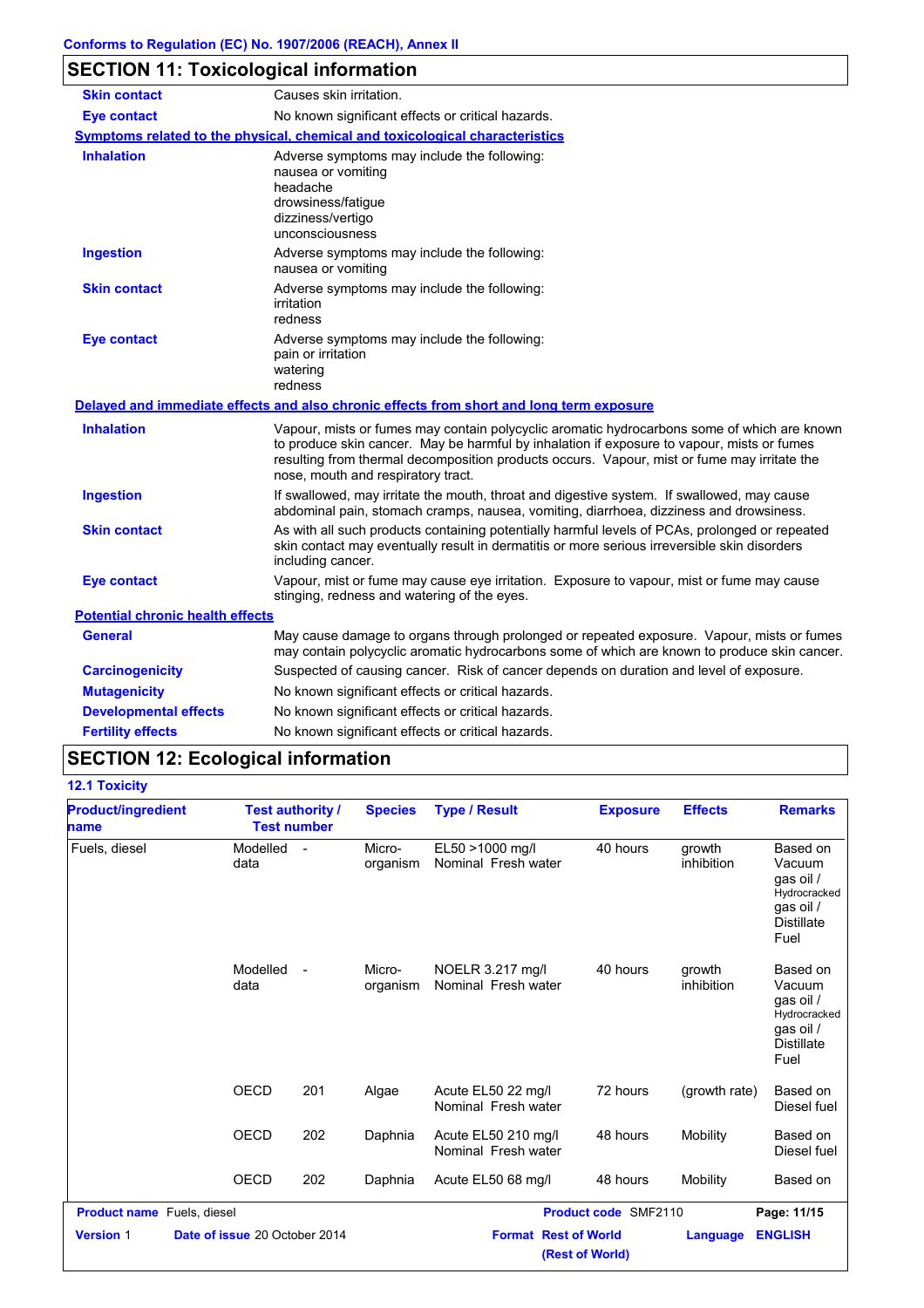Conforms to Regulation (EC) No. 1907/2006 (REACH), Annex II

## SECTION 11: Toxicological information

| | |
|---|---|
| **Skin contact** | Causes skin irritation. |
| **Eye contact** | No known significant effects or critical hazards. |

**Symptoms related to the physical, chemical and toxicological characteristics**

| | |
|---|---|
| **Inhalation** | Adverse symptoms may include the following:<br>nausea or vomiting<br>headache<br>drowsiness/fatigue<br>dizziness/vertigo<br>unconsciousness |
| **Ingestion** | Adverse symptoms may include the following:<br>nausea or vomiting |
| **Skin contact** | Adverse symptoms may include the following:<br>irritation<br>redness |
| **Eye contact** | Adverse symptoms may include the following:<br>pain or irritation<br>watering<br>redness |

**Delayed and immediate effects and also chronic effects from short and long term exposure**

| | |
|---|---|
| **Inhalation** | Vapour, mists or fumes may contain polycyclic aromatic hydrocarbons some of which are known to produce skin cancer. May be harmful by inhalation if exposure to vapour, mists or fumes resulting from thermal decomposition products occurs. Vapour, mist or fume may irritate the nose, mouth and respiratory tract. |
| **Ingestion** | If swallowed, may irritate the mouth, throat and digestive system. If swallowed, may cause abdominal pain, stomach cramps, nausea, vomiting, diarrhoea, dizziness and drowsiness. |
| **Skin contact** | As with all such products containing potentially harmful levels of PCAs, prolonged or repeated skin contact may eventually result in dermatitis or more serious irreversible skin disorders including cancer. |
| **Eye contact** | Vapour, mist or fume may cause eye irritation. Exposure to vapour, mist or fume may cause stinging, redness and watering of the eyes. |

**Potential chronic health effects**

| | |
|---|---|
| **General** | May cause damage to organs through prolonged or repeated exposure. Vapour, mists or fumes may contain polycyclic aromatic hydrocarbons some of which are known to produce skin cancer. |
| **Carcinogenicity** | Suspected of causing cancer. Risk of cancer depends on duration and level of exposure. |
| **Mutagenicity** | No known significant effects or critical hazards. |
| **Developmental effects** | No known significant effects or critical hazards. |
| **Fertility effects** | No known significant effects or critical hazards. |

## SECTION 12: Ecological information

### 12.1 Toxicity

| Product/ingredient name | Test authority / Test number | | Species | Type / Result | Exposure | Effects | Remarks |
|---|---|---|---|---|---|---|---|
| Fuels, diesel | Modelled data | - | Micro-organism | EL50 >1000 mg/l Nominal Fresh water | 40 hours | growth inhibition | Based on Vacuum gas oil / Hydrocracked gas oil / Distillate Fuel |
| | Modelled data | - | Micro-organism | NOELR 3.217 mg/l Nominal Fresh water | 40 hours | growth inhibition | Based on Vacuum gas oil / Hydrocracked gas oil / Distillate Fuel |
| | OECD | 201 | Algae | Acute EL50 22 mg/l Nominal Fresh water | 72 hours | (growth rate) | Based on Diesel fuel |
| | OECD | 202 | Daphnia | Acute EL50 210 mg/l Nominal Fresh water | 48 hours | Mobility | Based on Diesel fuel |
| | OECD | 202 | Daphnia | Acute EL50 68 mg/l | 48 hours | Mobility | Based on |

| | | | |
|---|---|---|---|
| **Product name** Fuels, diesel | | **Product code** SMF2110 | |
| **Version** 1 | **Date of issue** 20 October 2014 | **Format** Rest of World (Rest of World) | **Language** ENGLISH |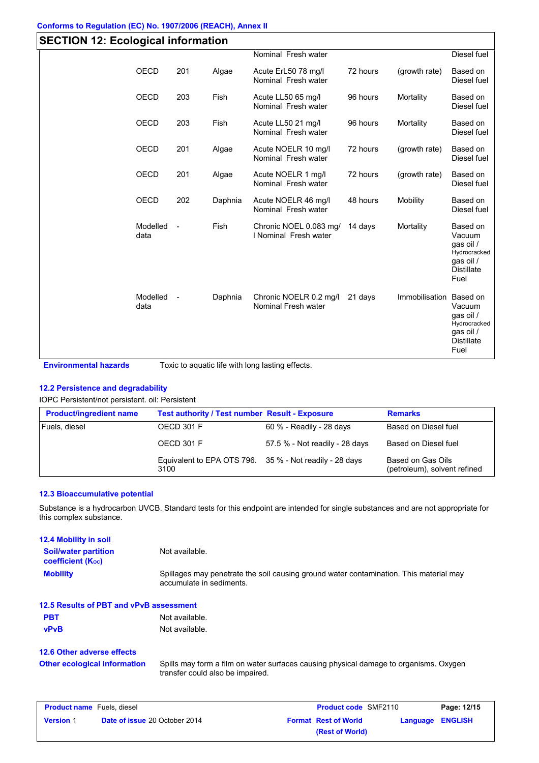## SECTION 12: Ecological information

| | | | | | | | |
|---|---|---|---|---|---|---|---|
| | | | | Nominal Fresh water | | | Diesel fuel |
| | OECD | 201 | Algae | Acute ErL50 78 mg/l Nominal Fresh water | 72 hours | (growth rate) | Based on Diesel fuel |
| | OECD | 203 | Fish | Acute LL50 65 mg/l Nominal Fresh water | 96 hours | Mortality | Based on Diesel fuel |
| | OECD | 203 | Fish | Acute LL50 21 mg/l Nominal Fresh water | 96 hours | Mortality | Based on Diesel fuel |
| | OECD | 201 | Algae | Acute NOELR 10 mg/l Nominal Fresh water | 72 hours | (growth rate) | Based on Diesel fuel |
| | OECD | 201 | Algae | Acute NOELR 1 mg/l Nominal Fresh water | 72 hours | (growth rate) | Based on Diesel fuel |
| | OECD | 202 | Daphnia | Acute NOELR 46 mg/l Nominal Fresh water | 48 hours | Mobility | Based on Diesel fuel |
| | Modelled data | - | Fish | Chronic NOEL 0.083 mg/l Nominal Fresh water | 14 days | Mortality | Based on Vacuum gas oil / Hydrocracked gas oil / Distillate Fuel |
| | Modelled data | - | Daphnia | Chronic NOELR 0.2 mg/l Nominal Fresh water | 21 days | Immobilisation | Based on Vacuum gas oil / Hydrocracked gas oil / Distillate Fuel |

**Environmental hazards** Toxic to aquatic life with long lasting effects.

### 12.2 Persistence and degradability

IOPC Persistent/not persistent. oil: Persistent

| Product/ingredient name | Test authority / Test number | Result - Exposure | Remarks |
|---|---|---|---|
| Fuels, diesel | OECD 301 F | 60 % - Readily - 28 days | Based on Diesel fuel |
| | OECD 301 F | 57.5 % - Not readily - 28 days | Based on Diesel fuel |
| | Equivalent to EPA OTS 796. 3100 | 35 % - Not readily - 28 days | Based on Gas Oils (petroleum), solvent refined |

### 12.3 Bioaccumulative potential

Substance is a hydrocarbon UVCB. Standard tests for this endpoint are intended for single substances and are not appropriate for this complex substance.

### 12.4 Mobility in soil

**Soil/water partition coefficient ($K_{oc}$)** Not available.

**Mobility** Spillages may penetrate the soil causing ground water contamination. This material may accumulate in sediments.

### 12.5 Results of PBT and vPvB assessment

**PBT** Not available.

**vPvB** Not available.

### 12.6 Other adverse effects

**Other ecological information** Spills may form a film on water surfaces causing physical damage to organisms. Oxygen transfer could also be impaired.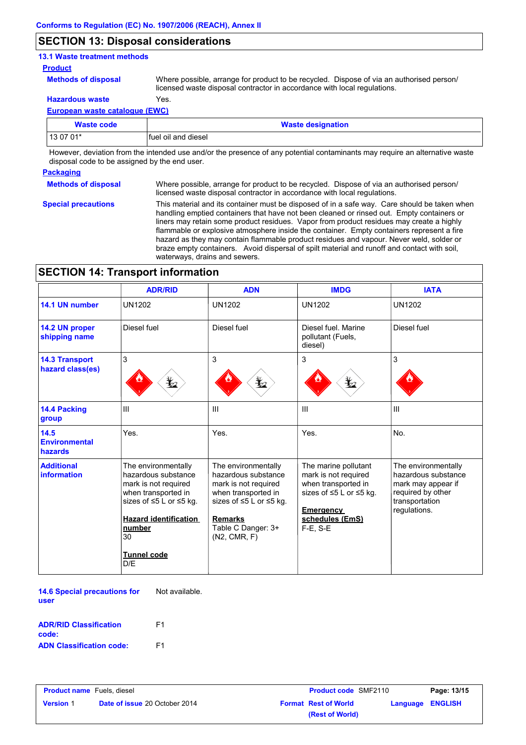Conforms to Regulation (EC) No. 1907/2006 (REACH), Annex II

## SECTION 13: Disposal considerations

### 13.1 Waste treatment methods

**Product**

**Methods of disposal**: Where possible, arrange for product to be recycled. Dispose of via an authorised person/ licensed waste disposal contractor in accordance with local regulations.

**Hazardous waste**: Yes.

**European waste catalogue (EWC)**

| Waste code | Waste designation |
|---|---|
| 13 07 01* | fuel oil and diesel |

However, deviation from the intended use and/or the presence of any potential contaminants may require an alternative waste disposal code to be assigned by the end user.

**Packaging**

**Methods of disposal**: Where possible, arrange for product to be recycled. Dispose of via an authorised person/ licensed waste disposal contractor in accordance with local regulations.

**Special precautions**: This material and its container must be disposed of in a safe way. Care should be taken when handling emptied containers that have not been cleaned or rinsed out. Empty containers or liners may retain some product residues. Vapor from product residues may create a highly flammable or explosive atmosphere inside the container. Empty containers represent a fire hazard as they may contain flammable product residues and vapour. Never weld, solder or braze empty containers. Avoid dispersal of spilt material and runoff and contact with soil, waterways, drains and sewers.

## SECTION 14: Transport information

| | ADR/RID | ADN | IMDG | IATA |
|---|---|---|---|---|
| 14.1 UN number | UN1202 | UN1202 | UN1202 | UN1202 |
| 14.2 UN proper shipping name | Diesel fuel | Diesel fuel | Diesel fuel. Marine pollutant (Fuels, diesel) | Diesel fuel |
| 14.3 Transport hazard class(es) | 3 | 3 | 3 | 3 |
| 14.4 Packing group | III | III | III | III |
| 14.5 Environmental hazards | Yes. | Yes. | Yes. | No. |
| Additional information | The environmentally hazardous substance mark is not required when transported in sizes of ≤5 L or ≤5 kg.<br><br>**Hazard identification number**<br>30<br><br>**Tunnel code**<br>D/E | The environmentally hazardous substance mark is not required when transported in sizes of ≤5 L or ≤5 kg.<br><br>**Remarks**<br>Table C Danger: 3+ (N2, CMR, F) | The marine pollutant mark is not required when transported in sizes of ≤5 L or ≤5 kg.<br><br>**Emergency schedules (EmS)**<br>F-E, S-E | The environmentally hazardous substance mark may appear if required by other transportation regulations. |

**14.6 Special precautions for user**: Not available.

**ADR/RID Classification code:** F1

**ADN Classification code:** F1

**Product name** Fuels, diesel | **Product code** SMF2110
**Version** 1 | **Date of issue** 20 October 2014 | **Format** Rest of World (Rest of World) | **Language** ENGLISH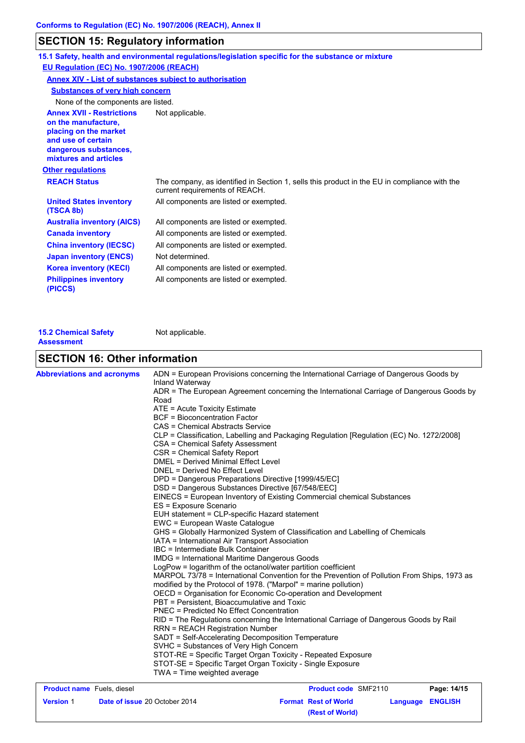## SECTION 15: Regulatory information

### 15.1 Safety, health and environmental regulations/legislation specific for the substance or mixture

**EU Regulation (EC) No. 1907/2006 (REACH)**

**Annex XIV - List of substances subject to authorisation**

**Substances of very high concern**

None of the components are listed.

**Annex XVII - Restrictions on the manufacture, placing on the market and use of certain dangerous substances, mixtures and articles**: Not applicable.

**Other regulations**

| | |
|---|---|
| **REACH Status** | The company, as identified in Section 1, sells this product in the EU in compliance with the current requirements of REACH. |
| **United States inventory (TSCA 8b)** | All components are listed or exempted. |
| **Australia inventory (AICS)** | All components are listed or exempted. |
| **Canada inventory** | All components are listed or exempted. |
| **China inventory (IECSC)** | All components are listed or exempted. |
| **Japan inventory (ENCS)** | Not determined. |
| **Korea inventory (KECI)** | All components are listed or exempted. |
| **Philippines inventory (PICCS)** | All components are listed or exempted. |

**15.2 Chemical Safety Assessment**: Not applicable.

## SECTION 16: Other information

**Abbreviations and acronyms**

ADN = European Provisions concerning the International Carriage of Dangerous Goods by Inland Waterway
ADR = The European Agreement concerning the International Carriage of Dangerous Goods by Road
ATE = Acute Toxicity Estimate
BCF = Bioconcentration Factor
CAS = Chemical Abstracts Service
CLP = Classification, Labelling and Packaging Regulation [Regulation (EC) No. 1272/2008]
CSA = Chemical Safety Assessment
CSR = Chemical Safety Report
DMEL = Derived Minimal Effect Level
DNEL = Derived No Effect Level
DPD = Dangerous Preparations Directive [1999/45/EC]
DSD = Dangerous Substances Directive [67/548/EEC]
EINECS = European Inventory of Existing Commercial chemical Substances
ES = Exposure Scenario
EUH statement = CLP-specific Hazard statement
EWC = European Waste Catalogue
GHS = Globally Harmonized System of Classification and Labelling of Chemicals
IATA = International Air Transport Association
IBC = Intermediate Bulk Container
IMDG = International Maritime Dangerous Goods
LogPow = logarithm of the octanol/water partition coefficient
MARPOL 73/78 = International Convention for the Prevention of Pollution From Ships, 1973 as modified by the Protocol of 1978. ("Marpol" = marine pollution)
OECD = Organisation for Economic Co-operation and Development
PBT = Persistent, Bioaccumulative and Toxic
PNEC = Predicted No Effect Concentration
RID = The Regulations concerning the International Carriage of Dangerous Goods by Rail
RRN = REACH Registration Number
SADT = Self-Accelerating Decomposition Temperature
SVHC = Substances of Very High Concern
STOT-RE = Specific Target Organ Toxicity - Repeated Exposure
STOT-SE = Specific Target Organ Toxicity - Single Exposure
TWA = Time weighted average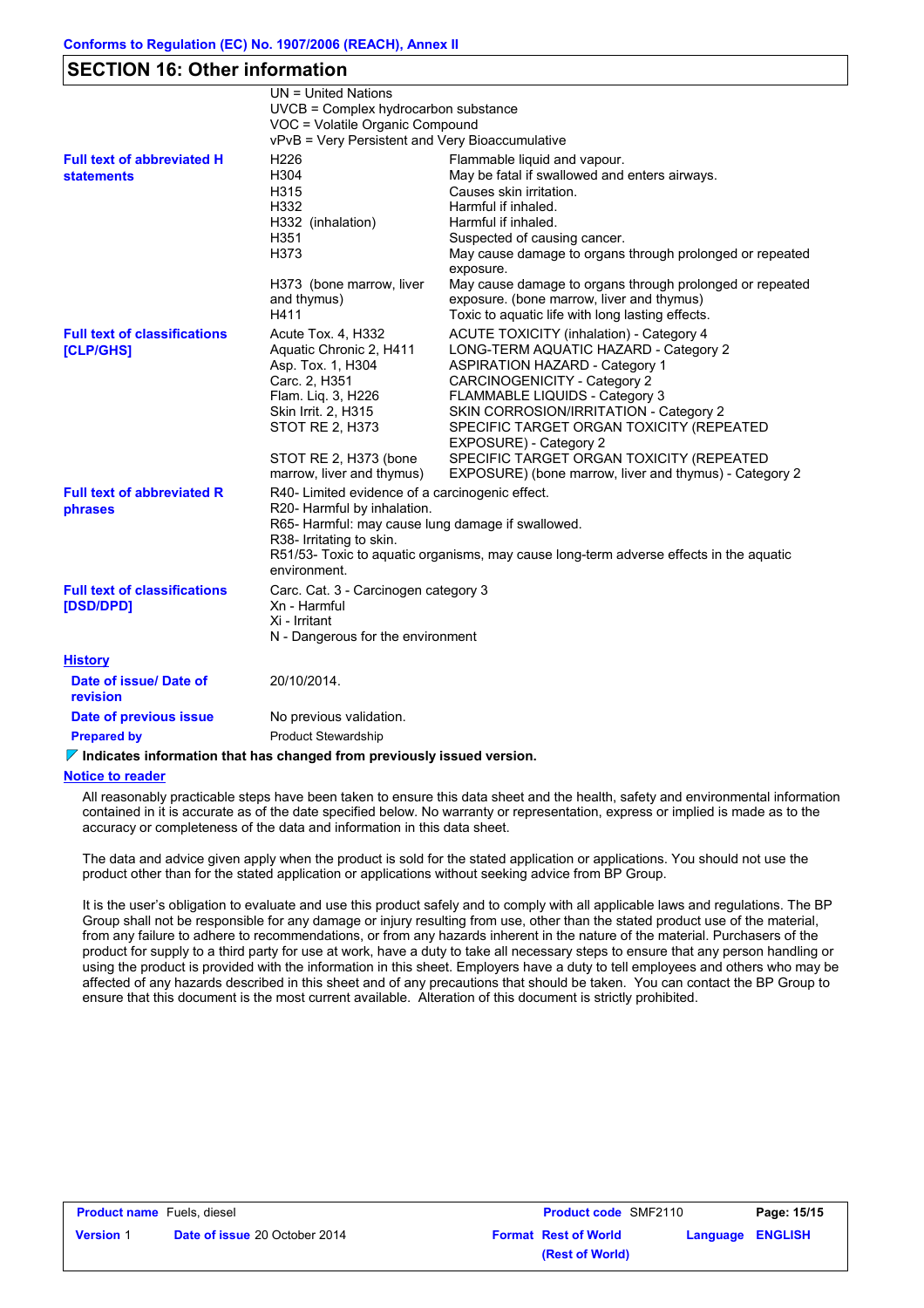## SECTION 16: Other information

UN = United Nations
UVCB = Complex hydrocarbon substance
VOC = Volatile Organic Compound
vPvB = Very Persistent and Very Bioaccumulative

**Full text of abbreviated H statements**

| | |
|---|---|
| H226 | Flammable liquid and vapour. |
| H304 | May be fatal if swallowed and enters airways. |
| H315 | Causes skin irritation. |
| H332 | Harmful if inhaled. |
| H332 (inhalation) | Harmful if inhaled. |
| H351 | Suspected of causing cancer. |
| H373 | May cause damage to organs through prolonged or repeated exposure. |
| H373 (bone marrow, liver and thymus) | May cause damage to organs through prolonged or repeated exposure. (bone marrow, liver and thymus) |
| H411 | Toxic to aquatic life with long lasting effects. |

**Full text of classifications [CLP/GHS]**

| | |
|---|---|
| Acute Tox. 4, H332 | ACUTE TOXICITY (inhalation) - Category 4 |
| Aquatic Chronic 2, H411 | LONG-TERM AQUATIC HAZARD - Category 2 |
| Asp. Tox. 1, H304 | ASPIRATION HAZARD - Category 1 |
| Carc. 2, H351 | CARCINOGENICITY - Category 2 |
| Flam. Liq. 3, H226 | FLAMMABLE LIQUIDS - Category 3 |
| Skin Irrit. 2, H315 | SKIN CORROSION/IRRITATION - Category 2 |
| STOT RE 2, H373 | SPECIFIC TARGET ORGAN TOXICITY (REPEATED EXPOSURE) - Category 2 |
| STOT RE 2, H373 (bone marrow, liver and thymus) | SPECIFIC TARGET ORGAN TOXICITY (REPEATED EXPOSURE) (bone marrow, liver and thymus) - Category 2 |

**Full text of abbreviated R phrases**

R40- Limited evidence of a carcinogenic effect.
R20- Harmful by inhalation.
R65- Harmful: may cause lung damage if swallowed.
R38- Irritating to skin.
R51/53- Toxic to aquatic organisms, may cause long-term adverse effects in the aquatic environment.

**Full text of classifications [DSD/DPD]**

Carc. Cat. 3 - Carcinogen category 3
Xn - Harmful
Xi - Irritant
N - Dangerous for the environment

**History**

**Date of issue/ Date of revision** 20/10/2014.

**Date of previous issue** No previous validation.

**Prepared by** Product Stewardship

**Indicates information that has changed from previously issued version.**

**Notice to reader**

All reasonably practicable steps have been taken to ensure this data sheet and the health, safety and environmental information contained in it is accurate as of the date specified below. No warranty or representation, express or implied is made as to the accuracy or completeness of the data and information in this data sheet.

The data and advice given apply when the product is sold for the stated application or applications. You should not use the product other than for the stated application or applications without seeking advice from BP Group.

It is the user's obligation to evaluate and use this product safely and to comply with all applicable laws and regulations. The BP Group shall not be responsible for any damage or injury resulting from use, other than the stated product use of the material, from any failure to adhere to recommendations, or from any hazards inherent in the nature of the material. Purchasers of the product for supply to a third party for use at work, have a duty to take all necessary steps to ensure that any person handling or using the product is provided with the information in this sheet. Employers have a duty to tell employees and others who may be affected of any hazards described in this sheet and of any precautions that should be taken. You can contact the BP Group to ensure that this document is the most current available. Alteration of this document is strictly prohibited.